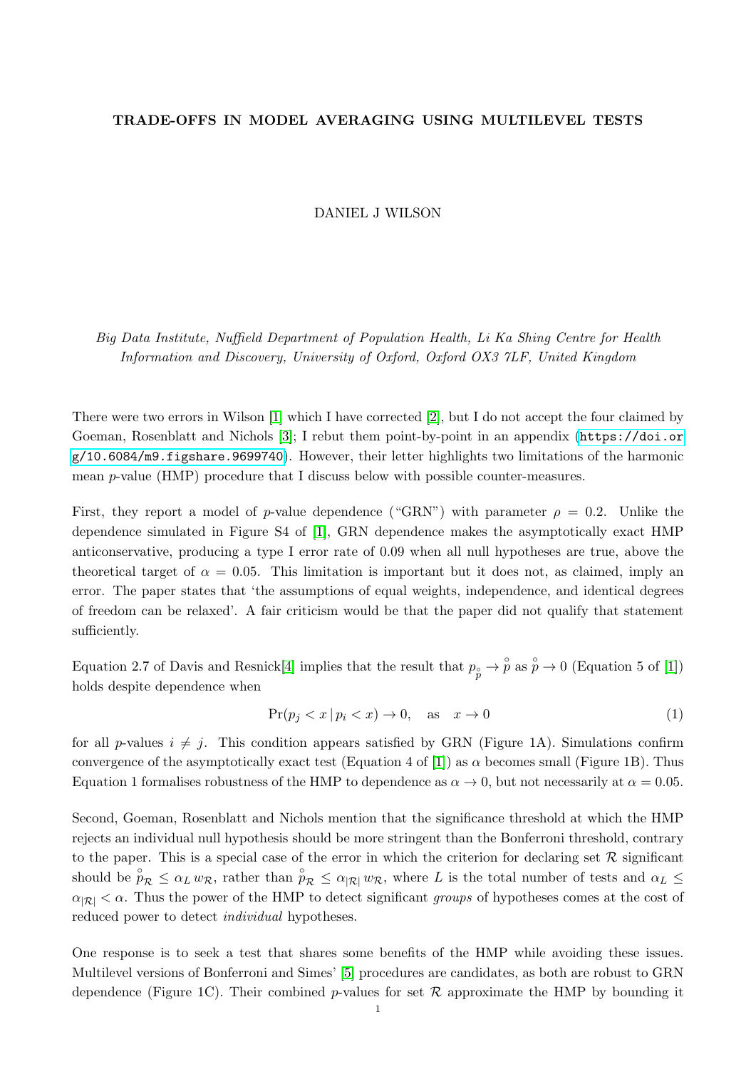# TRADE-OFFS IN MODEL AVERAGING USING MULTILEVEL TESTS

DANIEL J WILSON

*Big Data Institute, Nuffield Department of Population Health, Li Ka Shing Centre for Health Information and Discovery, University of Oxford, Oxford OX3 7LF, United Kingdom*

There were two errors in Wilson [1] which I have corrected [2], but I do not accept the four claimed by Goeman, Rosenblatt and Nichols [3]; I rebut them point-by-point in an appendix (https://doi.org/10.6084/m9.figshare.9699740). However, their letter highlights two limitations of the harmonic mean *p*-value (HMP) procedure that I discuss below with possible counter-measures.

First, they report a model of *p*-value dependence ("GRN") with parameter $\rho = 0.2$. Unlike the dependence simulated in Figure S4 of [1], GRN dependence makes the asymptotically exact HMP anticonservative, producing a type I error rate of 0.09 when all null hypotheses are true, above the theoretical target of $\alpha = 0.05$. This limitation is important but it does not, as claimed, imply an error. The paper states that 'the assumptions of equal weights, independence, and identical degrees of freedom can be relaxed'. A fair criticism would be that the paper did not qualify that statement sufficiently.

Equation 2.7 of Davis and Resnick[4] implies that the result that $p_{\mathring{p}} \to \mathring{p}$ as $\mathring{p} \to 0$ (Equation 5 of [1]) holds despite dependence when

$$\Pr(p_j < x \,|\, p_i < x) \to 0, \quad \text{as} \quad x \to 0 \tag{1}$$

for all *p*-values $i \neq j$. This condition appears satisfied by GRN (Figure 1A). Simulations confirm convergence of the asymptotically exact test (Equation 4 of [1]) as $\alpha$ becomes small (Figure 1B). Thus Equation 1 formalises robustness of the HMP to dependence as $\alpha \to 0$, but not necessarily at $\alpha = 0.05$.

Second, Goeman, Rosenblatt and Nichols mention that the significance threshold at which the HMP rejects an individual null hypothesis should be more stringent than the Bonferroni threshold, contrary to the paper. This is a special case of the error in which the criterion for declaring set $\mathcal{R}$ significant should be $\mathring{p}_{\mathcal{R}} \leq \alpha_L \, w_{\mathcal{R}}$, rather than $\mathring{p}_{\mathcal{R}} \leq \alpha_{|\mathcal{R}|} \, w_{\mathcal{R}}$, where $L$ is the total number of tests and $\alpha_L \leq \alpha_{|\mathcal{R}|} < \alpha$. Thus the power of the HMP to detect significant *groups* of hypotheses comes at the cost of reduced power to detect *individual* hypotheses.

One response is to seek a test that shares some benefits of the HMP while avoiding these issues. Multilevel versions of Bonferroni and Simes' [5] procedures are candidates, as both are robust to GRN dependence (Figure 1C). Their combined *p*-values for set $\mathcal{R}$ approximate the HMP by bounding it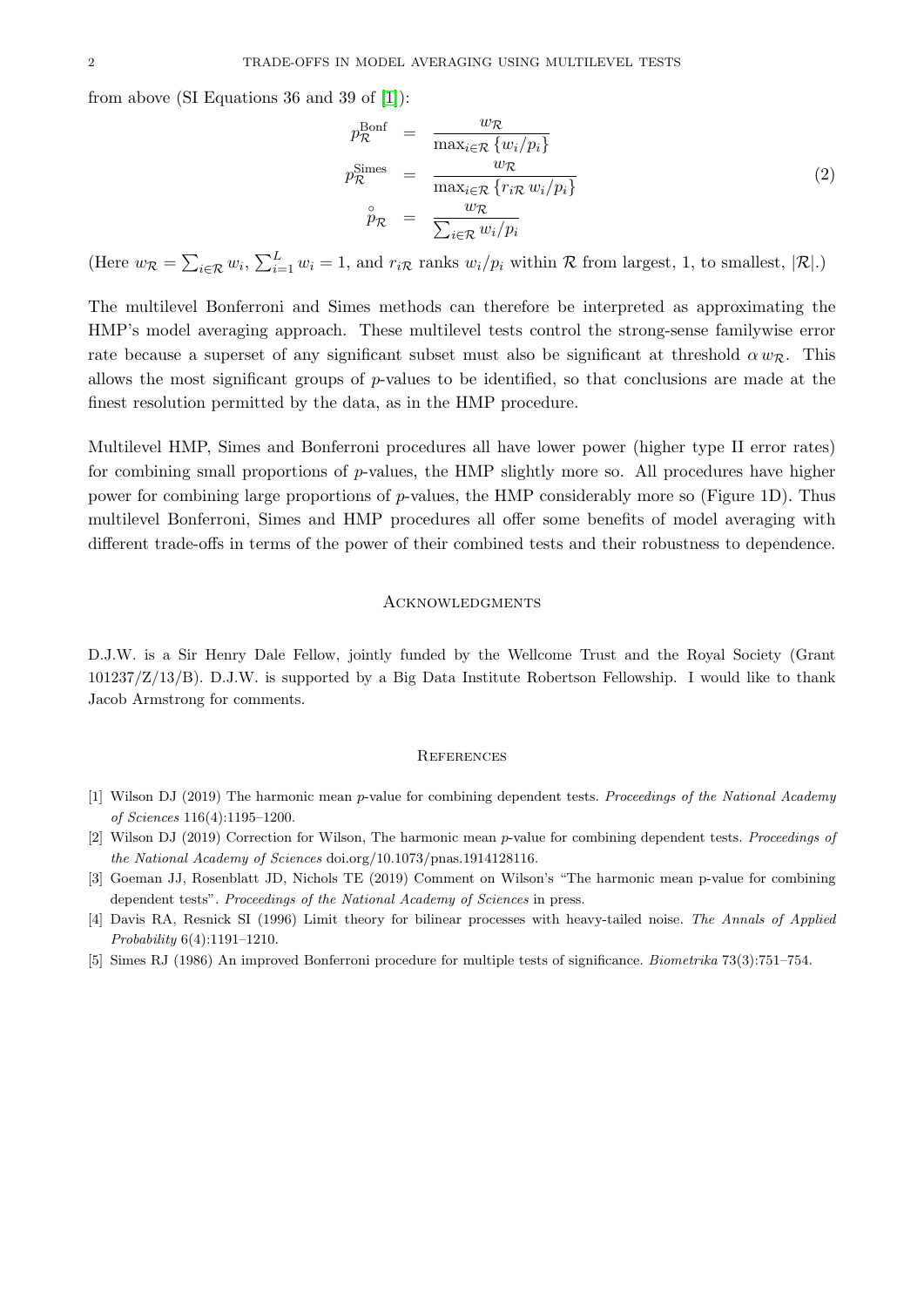from above (SI Equations 36 and 39 of [1]):

$$
\begin{aligned}
p_{\mathcal{R}}^{\text{Bonf}} &= \frac{w_{\mathcal{R}}}{\max_{i\in\mathcal{R}}\{w_i/p_i\}} \\
p_{\mathcal{R}}^{\text{Simes}} &= \frac{w_{\mathcal{R}}}{\max_{i\in\mathcal{R}}\{r_{i\mathcal{R}}\, w_i/p_i\}} \\
\overset{\circ}{p}_{\mathcal{R}} &= \frac{w_{\mathcal{R}}}{\sum_{i\in\mathcal{R}} w_i/p_i}
\end{aligned}
\tag{2}
$$

(Here $w_{\mathcal{R}} = \sum_{i\in\mathcal{R}} w_i$, $\sum_{i=1}^{L} w_i = 1$, and $r_{i\mathcal{R}}$ ranks $w_i/p_i$ within $\mathcal{R}$ from largest, 1, to smallest, $|\mathcal{R}|$.)

The multilevel Bonferroni and Simes methods can therefore be interpreted as approximating the HMP's model averaging approach. These multilevel tests control the strong-sense familywise error rate because a superset of any significant subset must also be significant at threshold $\alpha\, w_{\mathcal{R}}$. This allows the most significant groups of $p$-values to be identified, so that conclusions are made at the finest resolution permitted by the data, as in the HMP procedure.

Multilevel HMP, Simes and Bonferroni procedures all have lower power (higher type II error rates) for combining small proportions of $p$-values, the HMP slightly more so. All procedures have higher power for combining large proportions of $p$-values, the HMP considerably more so (Figure 1D). Thus multilevel Bonferroni, Simes and HMP procedures all offer some benefits of model averaging with different trade-offs in terms of the power of their combined tests and their robustness to dependence.

## Acknowledgments

D.J.W. is a Sir Henry Dale Fellow, jointly funded by the Wellcome Trust and the Royal Society (Grant 101237/Z/13/B). D.J.W. is supported by a Big Data Institute Robertson Fellowship. I would like to thank Jacob Armstrong for comments.

## References

[1] Wilson DJ (2019) The harmonic mean $p$-value for combining dependent tests. *Proceedings of the National Academy of Sciences* 116(4):1195–1200.

[2] Wilson DJ (2019) Correction for Wilson, The harmonic mean $p$-value for combining dependent tests. *Proceedings of the National Academy of Sciences* doi.org/10.1073/pnas.1914128116.

[3] Goeman JJ, Rosenblatt JD, Nichols TE (2019) Comment on Wilson's "The harmonic mean p-value for combining dependent tests". *Proceedings of the National Academy of Sciences* in press.

[4] Davis RA, Resnick SI (1996) Limit theory for bilinear processes with heavy-tailed noise. *The Annals of Applied Probability* 6(4):1191–1210.

[5] Simes RJ (1986) An improved Bonferroni procedure for multiple tests of significance. *Biometrika* 73(3):751–754.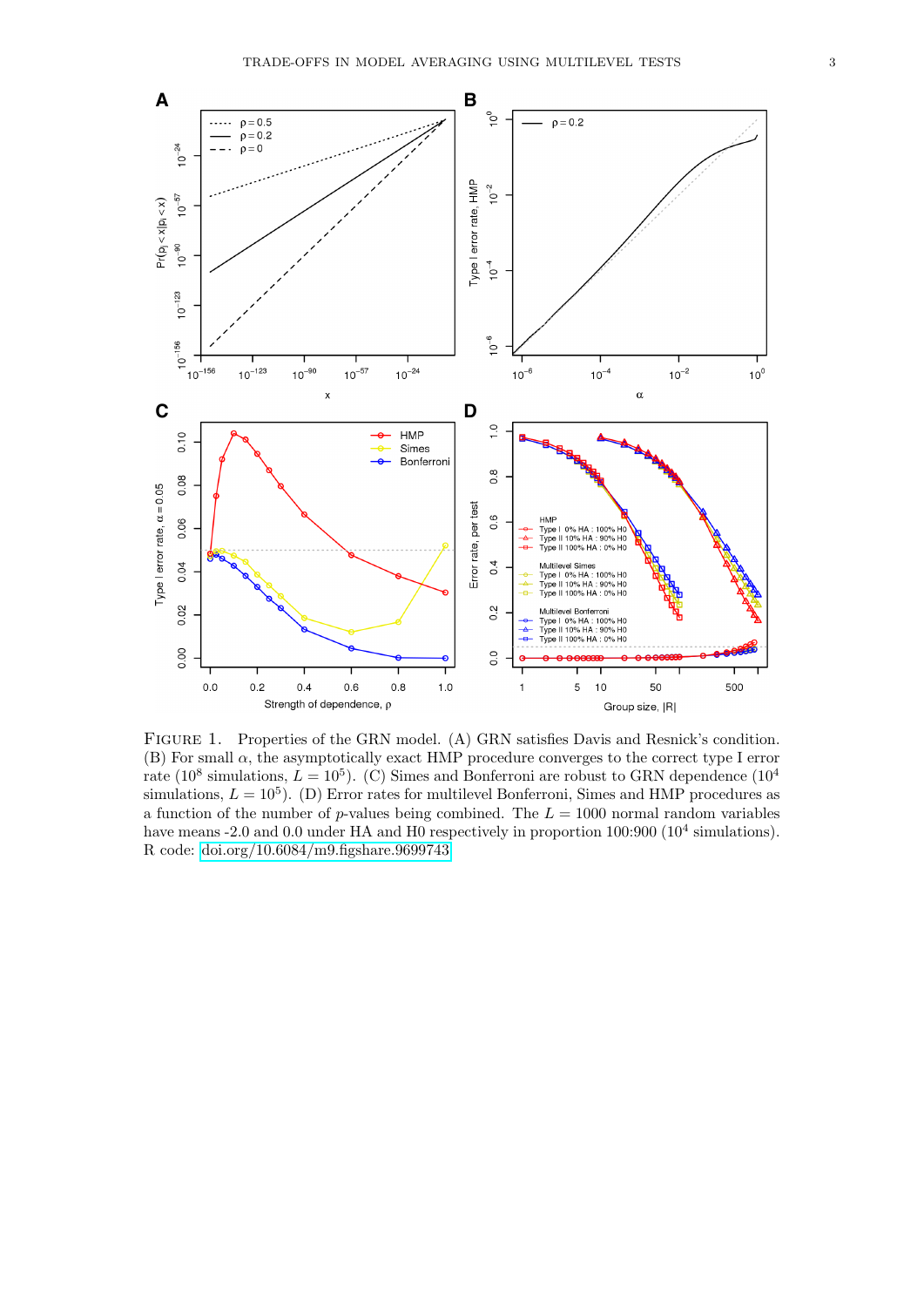A

$\rho = 0.5$
$\rho = 0.2$
$\rho = 0$

$\Pr(p_j < x | p_i < x)$

$10^{-24}$
$10^{-57}$
$10^{-90}$
$10^{-123}$
$10^{-156}$

$10^{-156}$ $10^{-123}$ $10^{-90}$ $10^{-57}$ $10^{-24}$

x

B

$\rho = 0.2$

Type I error rate, HMP

$10^{0}$
$10^{-2}$
$10^{-4}$
$10^{-6}$

$10^{-6}$ $10^{-4}$ $10^{-2}$ $10^{0}$

$\alpha$

C

HMP
Simes
Bonferroni

Type I error rate, $\alpha = 0.05$

0.10
0.08
0.06
0.04
0.02
0.00

0.0 0.2 0.4 0.6 0.8 1.0

Strength of dependence, $\rho$

D

Error rate, per test

1.0
0.8
0.6
0.4
0.2
0.0

HMP
Type I 0% HA : 100% H0
Type II 10% HA : 90% H0
Type II 100% HA : 0% H0

Multilevel Simes
Type I 0% HA : 100% H0
Type II 10% HA : 90% H0
Type II 100% HA : 0% H0

Multilevel Bonferroni
Type I 0% HA : 100% H0
Type II 10% HA : 90% H0
Type II 100% HA : 0% H0

1 5 10 50 500

Group size, |R|

Figure 1. Properties of the GRN model. (A) GRN satisfies Davis and Resnick's condition. (B) For small $\alpha$, the asymptotically exact HMP procedure converges to the correct type I error rate ($10^8$ simulations, $L = 10^5$). (C) Simes and Bonferroni are robust to GRN dependence ($10^4$ simulations, $L = 10^5$). (D) Error rates for multilevel Bonferroni, Simes and HMP procedures as a function of the number of $p$-values being combined. The $L = 1000$ normal random variables have means -2.0 and 0.0 under HA and H0 respectively in proportion 100:900 ($10^4$ simulations). R code: doi.org/10.6084/m9.figshare.9699743